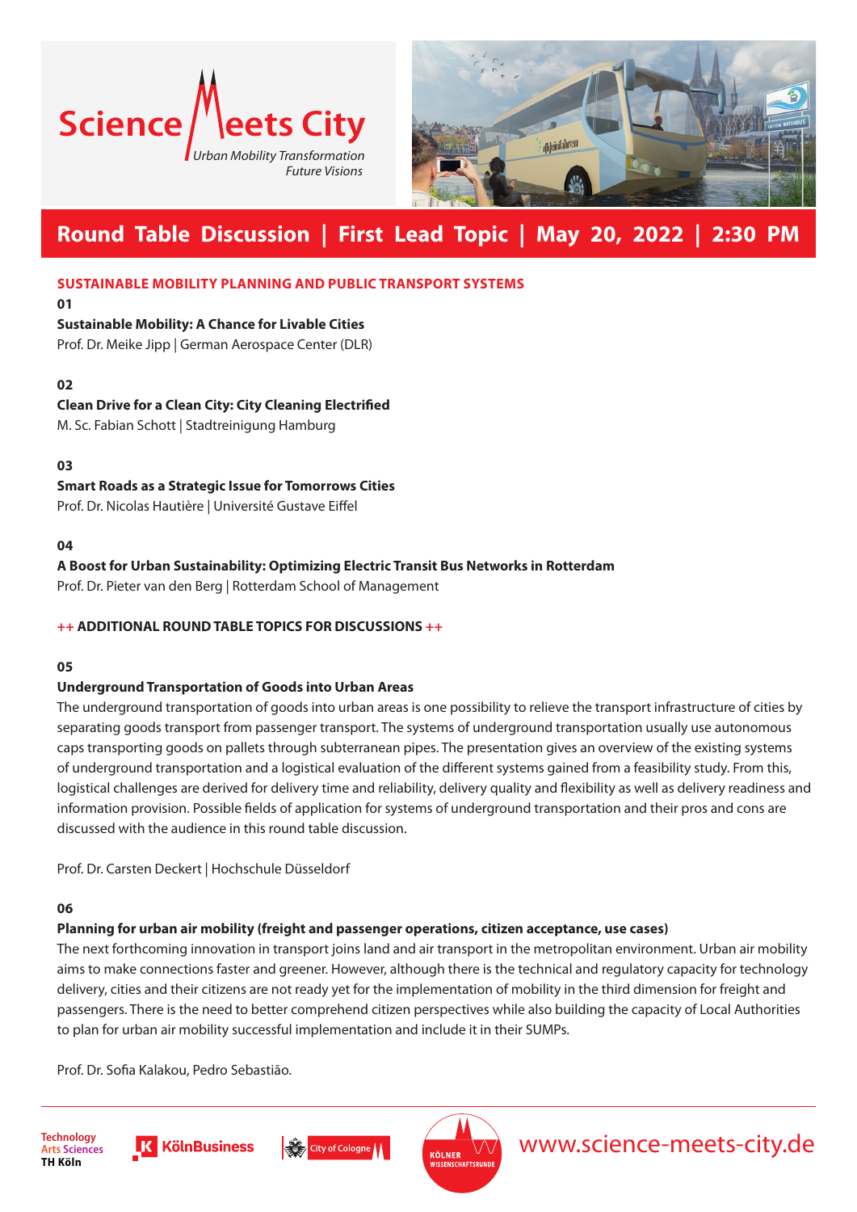# Science Meets City

*Urban Mobility Transformation*
*Future Visions*

## Round Table Discussion | First Lead Topic | May 20, 2022 | 2:30 PM

### SUSTAINABLE MOBILITY PLANNING AND PUBLIC TRANSPORT SYSTEMS

**01**

**Sustainable Mobility: A Chance for Livable Cities**
Prof. Dr. Meike Jipp | German Aerospace Center (DLR)

**02**

**Clean Drive for a Clean City: City Cleaning Electrified**
M. Sc. Fabian Schott | Stadtreinigung Hamburg

**03**

**Smart Roads as a Strategic Issue for Tomorrows Cities**
Prof. Dr. Nicolas Hautière | Université Gustave Eiffel

**04**

**A Boost for Urban Sustainability: Optimizing Electric Transit Bus Networks in Rotterdam**
Prof. Dr. Pieter van den Berg | Rotterdam School of Management

### ++ ADDITIONAL ROUND TABLE TOPICS FOR DISCUSSIONS ++

**05**

**Underground Transportation of Goods into Urban Areas**
The underground transportation of goods into urban areas is one possibility to relieve the transport infrastructure of cities by separating goods transport from passenger transport. The systems of underground transportation usually use autonomous caps transporting goods on pallets through subterranean pipes. The presentation gives an overview of the existing systems of underground transportation and a logistical evaluation of the different systems gained from a feasibility study. From this, logistical challenges are derived for delivery time and reliability, delivery quality and flexibility as well as delivery readiness and information provision. Possible fields of application for systems of underground transportation and their pros and cons are discussed with the audience in this round table discussion.

Prof. Dr. Carsten Deckert | Hochschule Düsseldorf

**06**

**Planning for urban air mobility (freight and passenger operations, citizen acceptance, use cases)**
The next forthcoming innovation in transport joins land and air transport in the metropolitan environment. Urban air mobility aims to make connections faster and greener. However, although there is the technical and regulatory capacity for technology delivery, cities and their citizens are not ready yet for the implementation of mobility in the third dimension for freight and passengers. There is the need to better comprehend citizen perspectives while also building the capacity of Local Authorities to plan for urban air mobility successful implementation and include it in their SUMPs.

Prof. Dr. Sofia Kalakou, Pedro Sebastião.

Technology Arts Sciences TH Köln | KölnBusiness | City of Cologne | Kölner Wissenschaftsrunde

www.science-meets-city.de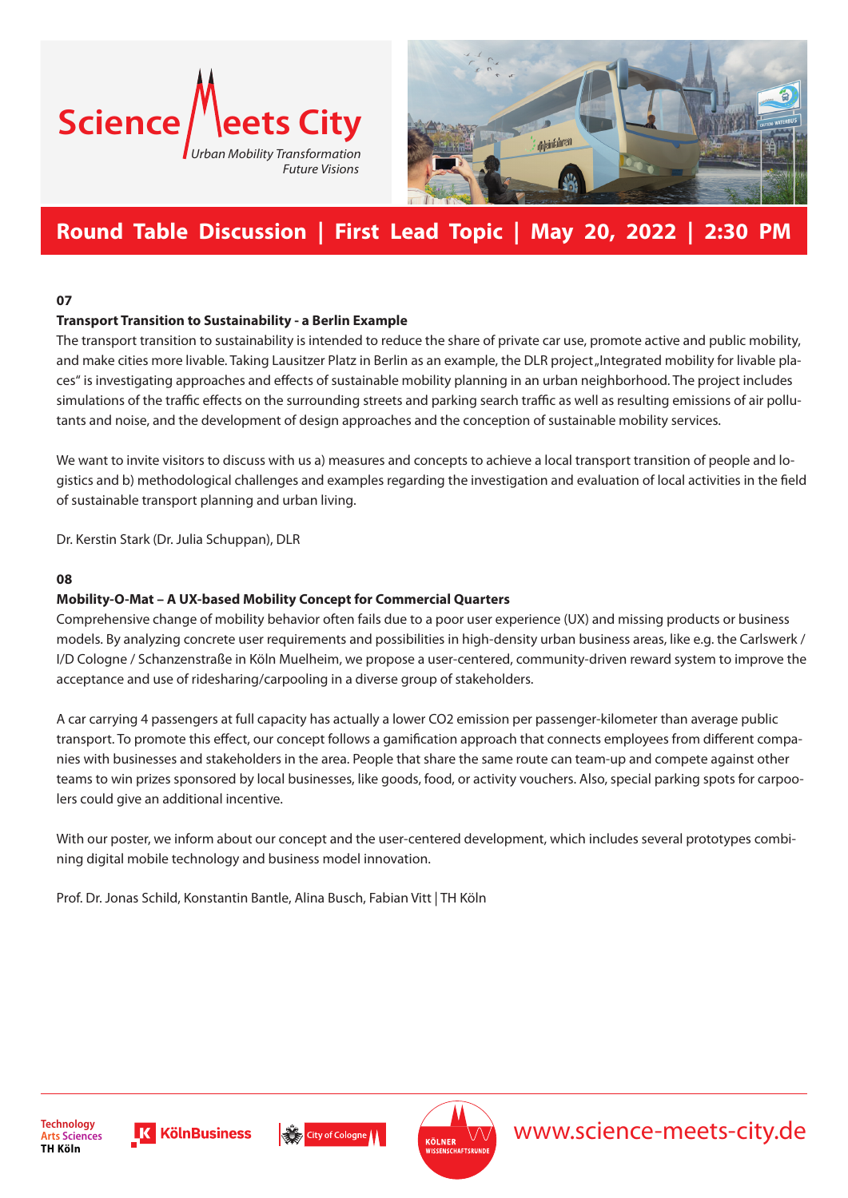Science Meets City

*Urban Mobility Transformation*
*Future Visions*

## Round Table Discussion | First Lead Topic | May 20, 2022 | 2:30 PM

**07**

**Transport Transition to Sustainability - a Berlin Example**

The transport transition to sustainability is intended to reduce the share of private car use, promote active and public mobility, and make cities more livable. Taking Lausitzer Platz in Berlin as an example, the DLR project „Integrated mobility for livable places" is investigating approaches and effects of sustainable mobility planning in an urban neighborhood. The project includes simulations of the traffic effects on the surrounding streets and parking search traffic as well as resulting emissions of air pollutants and noise, and the development of design approaches and the conception of sustainable mobility services.

We want to invite visitors to discuss with us a) measures and concepts to achieve a local transport transition of people and logistics and b) methodological challenges and examples regarding the investigation and evaluation of local activities in the field of sustainable transport planning and urban living.

Dr. Kerstin Stark (Dr. Julia Schuppan), DLR

**08**

**Mobility-O-Mat – A UX-based Mobility Concept for Commercial Quarters**

Comprehensive change of mobility behavior often fails due to a poor user experience (UX) and missing products or business models. By analyzing concrete user requirements and possibilities in high-density urban business areas, like e.g. the Carlswerk / I/D Cologne / Schanzenstraße in Köln Muelheim, we propose a user-centered, community-driven reward system to improve the acceptance and use of ridesharing/carpooling in a diverse group of stakeholders.

A car carrying 4 passengers at full capacity has actually a lower $CO_2$ emission per passenger-kilometer than average public transport. To promote this effect, our concept follows a gamification approach that connects employees from different companies with businesses and stakeholders in the area. People that share the same route can team-up and compete against other teams to win prizes sponsored by local businesses, like goods, food, or activity vouchers. Also, special parking spots for carpoolers could give an additional incentive.

With our poster, we inform about our concept and the user-centered development, which includes several prototypes combining digital mobile technology and business model innovation.

Prof. Dr. Jonas Schild, Konstantin Bantle, Alina Busch, Fabian Vitt | TH Köln

Technology Arts Sciences TH Köln | KölnBusiness | City of Cologne | Kölner Wissenschaftsrunde

www.science-meets-city.de